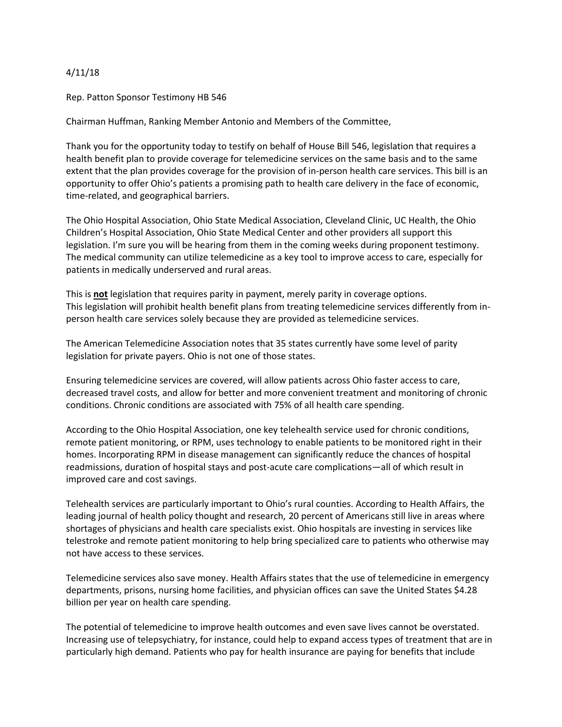4/11/18

Rep. Patton Sponsor Testimony HB 546

Chairman Huffman, Ranking Member Antonio and Members of the Committee,

Thank you for the opportunity today to testify on behalf of House Bill 546, legislation that requires a health benefit plan to provide coverage for telemedicine services on the same basis and to the same extent that the plan provides coverage for the provision of in-person health care services. This bill is an opportunity to offer Ohio's patients a promising path to health care delivery in the face of economic, time-related, and geographical barriers.

The Ohio Hospital Association, Ohio State Medical Association, Cleveland Clinic, UC Health, the Ohio Children's Hospital Association, Ohio State Medical Center and other providers all support this legislation. I'm sure you will be hearing from them in the coming weeks during proponent testimony. The medical community can utilize telemedicine as a key tool to improve access to care, especially for patients in medically underserved and rural areas.

This is **not** legislation that requires parity in payment, merely parity in coverage options. This legislation will prohibit health benefit plans from treating telemedicine services differently from in-person health care services solely because they are provided as telemedicine services.

The American Telemedicine Association notes that 35 states currently have some level of parity legislation for private payers. Ohio is not one of those states.

Ensuring telemedicine services are covered, will allow patients across Ohio faster access to care, decreased travel costs, and allow for better and more convenient treatment and monitoring of chronic conditions. Chronic conditions are associated with 75% of all health care spending.

According to the Ohio Hospital Association, one key telehealth service used for chronic conditions, remote patient monitoring, or RPM, uses technology to enable patients to be monitored right in their homes. Incorporating RPM in disease management can significantly reduce the chances of hospital readmissions, duration of hospital stays and post-acute care complications—all of which result in improved care and cost savings.

Telehealth services are particularly important to Ohio's rural counties. According to Health Affairs, the leading journal of health policy thought and research, 20 percent of Americans still live in areas where shortages of physicians and health care specialists exist. Ohio hospitals are investing in services like telestroke and remote patient monitoring to help bring specialized care to patients who otherwise may not have access to these services.

Telemedicine services also save money. Health Affairs states that the use of telemedicine in emergency departments, prisons, nursing home facilities, and physician offices can save the United States $4.28 billion per year on health care spending.

The potential of telemedicine to improve health outcomes and even save lives cannot be overstated. Increasing use of telepsychiatry, for instance, could help to expand access types of treatment that are in particularly high demand. Patients who pay for health insurance are paying for benefits that include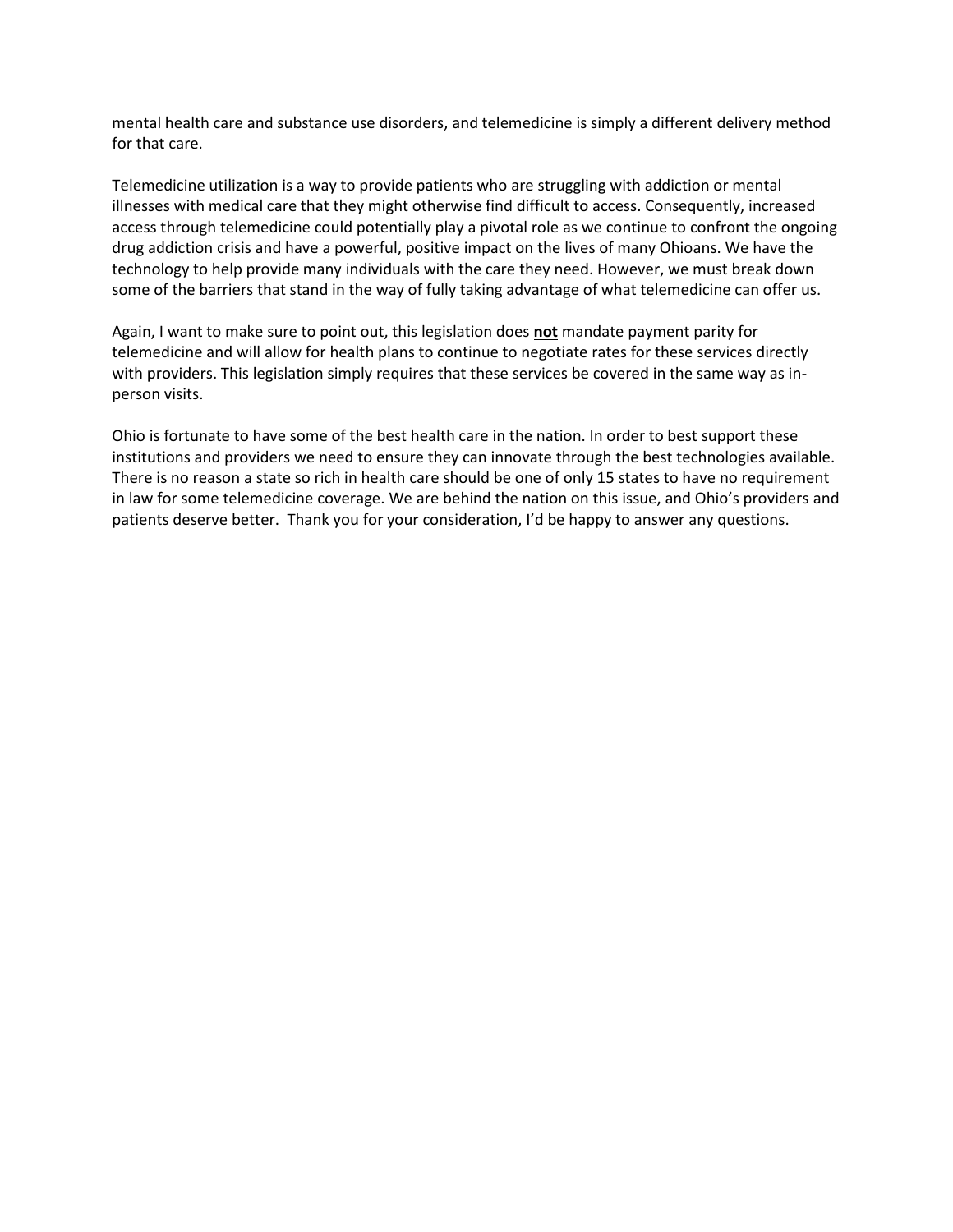mental health care and substance use disorders, and telemedicine is simply a different delivery method for that care.

Telemedicine utilization is a way to provide patients who are struggling with addiction or mental illnesses with medical care that they might otherwise find difficult to access. Consequently, increased access through telemedicine could potentially play a pivotal role as we continue to confront the ongoing drug addiction crisis and have a powerful, positive impact on the lives of many Ohioans. We have the technology to help provide many individuals with the care they need. However, we must break down some of the barriers that stand in the way of fully taking advantage of what telemedicine can offer us.

Again, I want to make sure to point out, this legislation does **<u>not</u>** mandate payment parity for telemedicine and will allow for health plans to continue to negotiate rates for these services directly with providers. This legislation simply requires that these services be covered in the same way as in-person visits.

Ohio is fortunate to have some of the best health care in the nation. In order to best support these institutions and providers we need to ensure they can innovate through the best technologies available. There is no reason a state so rich in health care should be one of only 15 states to have no requirement in law for some telemedicine coverage. We are behind the nation on this issue, and Ohio's providers and patients deserve better. Thank you for your consideration, I'd be happy to answer any questions.